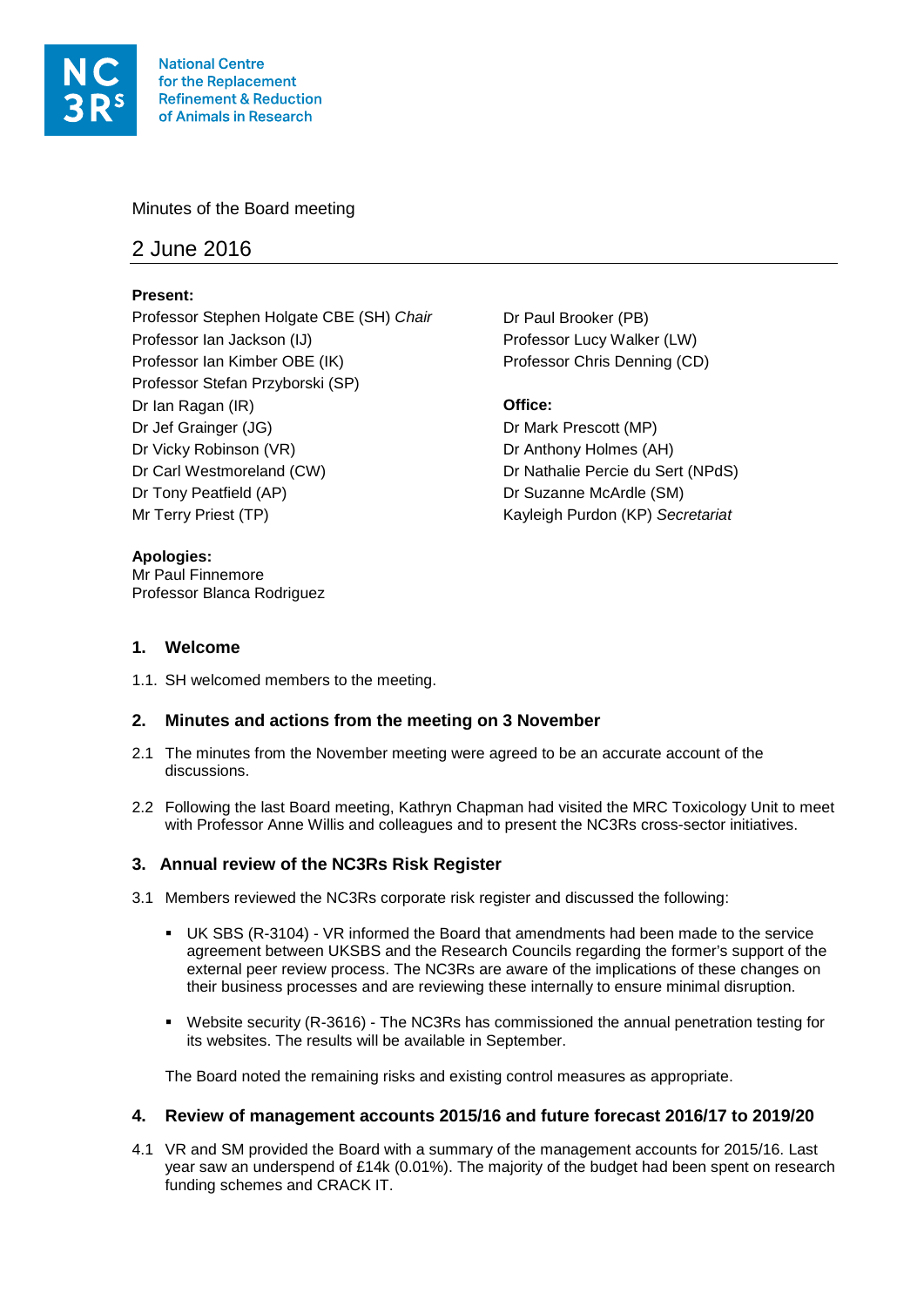National Centre for the Replacement Refinement & Reduction of Animals in Research

Minutes of the Board meeting

## 2 June 2016

**Present:**

Professor Stephen Holgate CBE (SH) *Chair*
Professor Ian Jackson (IJ)
Professor Ian Kimber OBE (IK)
Professor Stefan Przyborski (SP)
Dr Ian Ragan (IR)
Dr Jef Grainger (JG)
Dr Vicky Robinson (VR)
Dr Carl Westmoreland (CW)
Dr Tony Peatfield (AP)
Mr Terry Priest (TP)
Dr Paul Brooker (PB)
Professor Lucy Walker (LW)
Professor Chris Denning (CD)

**Office:**

Dr Mark Prescott (MP)
Dr Anthony Holmes (AH)
Dr Nathalie Percie du Sert (NPdS)
Dr Suzanne McArdle (SM)
Kayleigh Purdon (KP) *Secretariat*

**Apologies:**

Mr Paul Finnemore
Professor Blanca Rodriguez

### 1. Welcome

1.1. SH welcomed members to the meeting.

### 2. Minutes and actions from the meeting on 3 November

2.1 The minutes from the November meeting were agreed to be an accurate account of the discussions.

2.2 Following the last Board meeting, Kathryn Chapman had visited the MRC Toxicology Unit to meet with Professor Anne Willis and colleagues and to present the NC3Rs cross-sector initiatives.

### 3. Annual review of the NC3Rs Risk Register

3.1 Members reviewed the NC3Rs corporate risk register and discussed the following:

- UK SBS (R-3104) - VR informed the Board that amendments had been made to the service agreement between UKSBS and the Research Councils regarding the former's support of the external peer review process. The NC3Rs are aware of the implications of these changes on their business processes and are reviewing these internally to ensure minimal disruption.
- Website security (R-3616) - The NC3Rs has commissioned the annual penetration testing for its websites. The results will be available in September.

The Board noted the remaining risks and existing control measures as appropriate.

### 4. Review of management accounts 2015/16 and future forecast 2016/17 to 2019/20

4.1 VR and SM provided the Board with a summary of the management accounts for 2015/16. Last year saw an underspend of £14k (0.01%). The majority of the budget had been spent on research funding schemes and CRACK IT.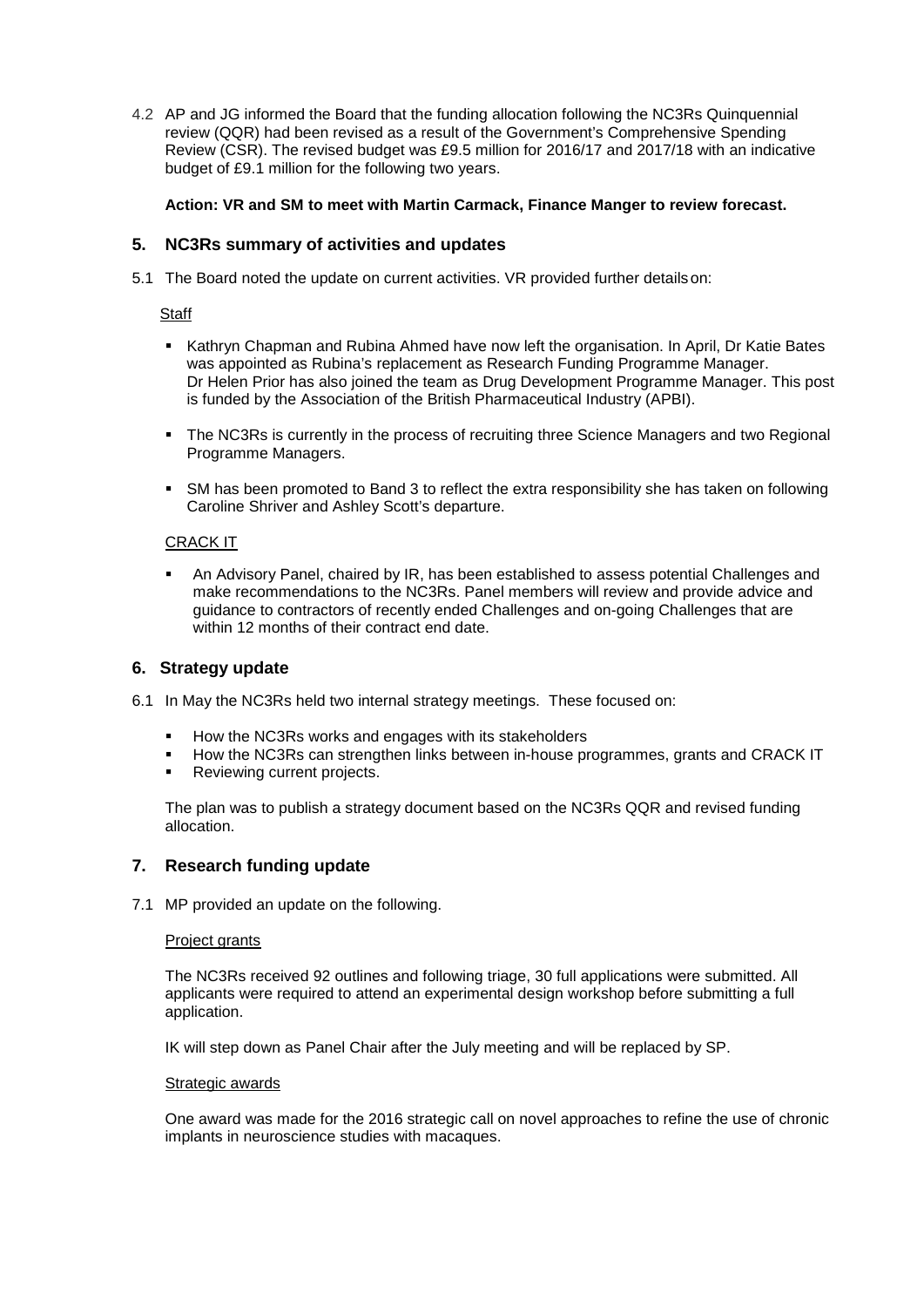4.2 AP and JG informed the Board that the funding allocation following the NC3Rs Quinquennial review (QQR) had been revised as a result of the Government's Comprehensive Spending Review (CSR). The revised budget was £9.5 million for 2016/17 and 2017/18 with an indicative budget of £9.1 million for the following two years.

**Action: VR and SM to meet with Martin Carmack, Finance Manger to review forecast.**

## 5. NC3Rs summary of activities and updates

5.1 The Board noted the update on current activities. VR provided further details on:

Staff

- Kathryn Chapman and Rubina Ahmed have now left the organisation. In April, Dr Katie Bates was appointed as Rubina's replacement as Research Funding Programme Manager. Dr Helen Prior has also joined the team as Drug Development Programme Manager. This post is funded by the Association of the British Pharmaceutical Industry (APBI).
- The NC3Rs is currently in the process of recruiting three Science Managers and two Regional Programme Managers.
- SM has been promoted to Band 3 to reflect the extra responsibility she has taken on following Caroline Shriver and Ashley Scott's departure.

CRACK IT

- An Advisory Panel, chaired by IR, has been established to assess potential Challenges and make recommendations to the NC3Rs. Panel members will review and provide advice and guidance to contractors of recently ended Challenges and on-going Challenges that are within 12 months of their contract end date.

## 6. Strategy update

6.1 In May the NC3Rs held two internal strategy meetings. These focused on:

- How the NC3Rs works and engages with its stakeholders
- How the NC3Rs can strengthen links between in-house programmes, grants and CRACK IT
- Reviewing current projects.

The plan was to publish a strategy document based on the NC3Rs QQR and revised funding allocation.

## 7. Research funding update

7.1 MP provided an update on the following.

Project grants

The NC3Rs received 92 outlines and following triage, 30 full applications were submitted. All applicants were required to attend an experimental design workshop before submitting a full application.

IK will step down as Panel Chair after the July meeting and will be replaced by SP.

Strategic awards

One award was made for the 2016 strategic call on novel approaches to refine the use of chronic implants in neuroscience studies with macaques.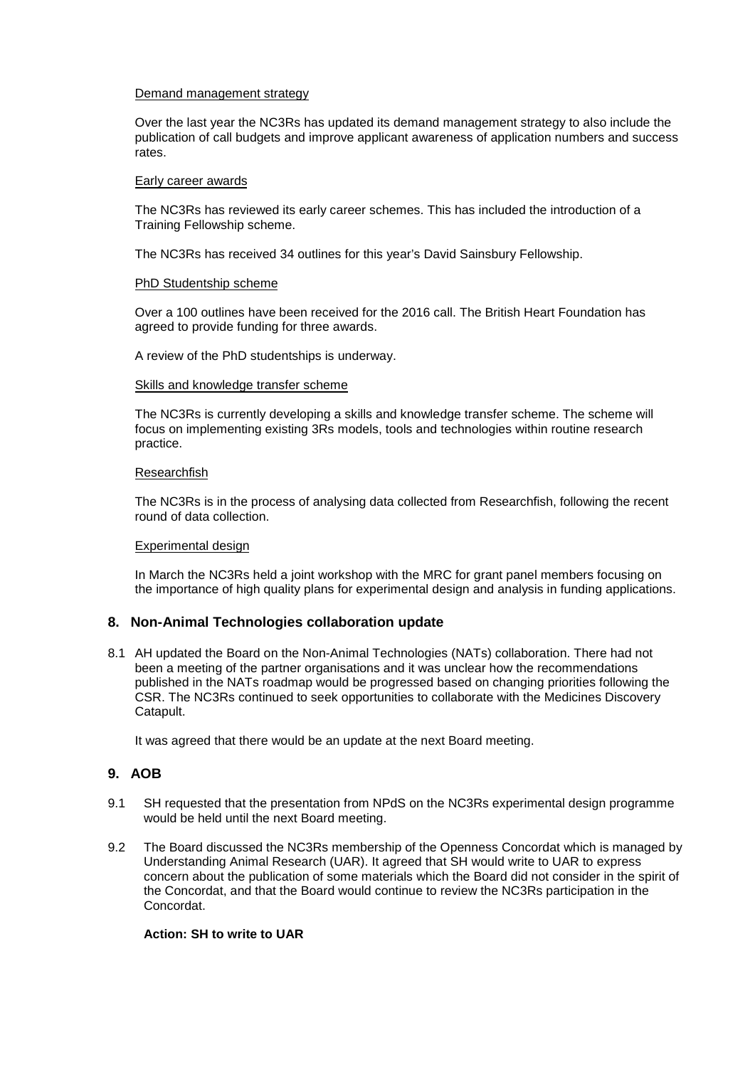Demand management strategy

Over the last year the NC3Rs has updated its demand management strategy to also include the publication of call budgets and improve applicant awareness of application numbers and success rates.

Early career awards

The NC3Rs has reviewed its early career schemes. This has included the introduction of a Training Fellowship scheme.

The NC3Rs has received 34 outlines for this year's David Sainsbury Fellowship.

PhD Studentship scheme

Over a 100 outlines have been received for the 2016 call. The British Heart Foundation has agreed to provide funding for three awards.

A review of the PhD studentships is underway.

Skills and knowledge transfer scheme

The NC3Rs is currently developing a skills and knowledge transfer scheme. The scheme will focus on implementing existing 3Rs models, tools and technologies within routine research practice.

Researchfish

The NC3Rs is in the process of analysing data collected from Researchfish, following the recent round of data collection.

Experimental design

In March the NC3Rs held a joint workshop with the MRC for grant panel members focusing on the importance of high quality plans for experimental design and analysis in funding applications.

## 8. Non-Animal Technologies collaboration update

8.1 AH updated the Board on the Non-Animal Technologies (NATs) collaboration. There had not been a meeting of the partner organisations and it was unclear how the recommendations published in the NATs roadmap would be progressed based on changing priorities following the CSR. The NC3Rs continued to seek opportunities to collaborate with the Medicines Discovery Catapult.

It was agreed that there would be an update at the next Board meeting.

## 9. AOB

9.1 SH requested that the presentation from NPdS on the NC3Rs experimental design programme would be held until the next Board meeting.

9.2 The Board discussed the NC3Rs membership of the Openness Concordat which is managed by Understanding Animal Research (UAR). It agreed that SH would write to UAR to express concern about the publication of some materials which the Board did not consider in the spirit of the Concordat, and that the Board would continue to review the NC3Rs participation in the Concordat.

**Action: SH to write to UAR**